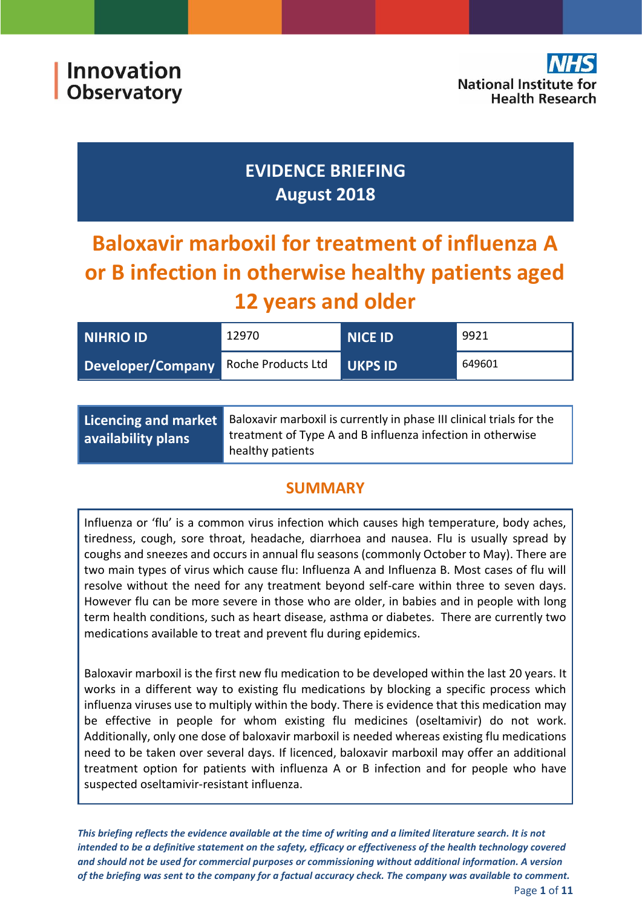Innovation Observatory

NHS National Institute for Health Research

## EVIDENCE BRIEFING
## August 2018

# Baloxavir marboxil for treatment of influenza A or B infection in otherwise healthy patients aged 12 years and older

| NIHRIO ID | 12970 | NICE ID | 9921 |
| --- | --- | --- | --- |
| Developer/Company | Roche Products Ltd | UKPS ID | 649601 |

| Licencing and market availability plans | Baloxavir marboxil is currently in phase III clinical trials for the treatment of Type A and B influenza infection in otherwise healthy patients |
| --- | --- |

## SUMMARY

Influenza or 'flu' is a common virus infection which causes high temperature, body aches, tiredness, cough, sore throat, headache, diarrhoea and nausea. Flu is usually spread by coughs and sneezes and occurs in annual flu seasons (commonly October to May). There are two main types of virus which cause flu: Influenza A and Influenza B. Most cases of flu will resolve without the need for any treatment beyond self-care within three to seven days. However flu can be more severe in those who are older, in babies and in people with long term health conditions, such as heart disease, asthma or diabetes. There are currently two medications available to treat and prevent flu during epidemics.

Baloxavir marboxil is the first new flu medication to be developed within the last 20 years. It works in a different way to existing flu medications by blocking a specific process which influenza viruses use to multiply within the body. There is evidence that this medication may be effective in people for whom existing flu medicines (oseltamivir) do not work. Additionally, only one dose of baloxavir marboxil is needed whereas existing flu medications need to be taken over several days. If licenced, baloxavir marboxil may offer an additional treatment option for patients with influenza A or B infection and for people who have suspected oseltamivir-resistant influenza.

***This briefing reflects the evidence available at the time of writing and a limited literature search. It is not intended to be a definitive statement on the safety, efficacy or effectiveness of the health technology covered and should not be used for commercial purposes or commissioning without additional information. A version of the briefing was sent to the company for a factual accuracy check. The company was available to comment.***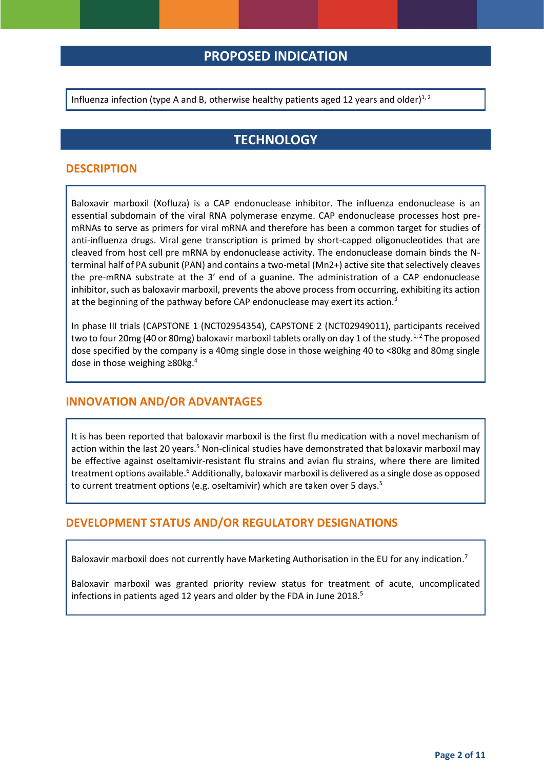## PROPOSED INDICATION

Influenza infection (type A and B, otherwise healthy patients aged 12 years and older)[1, 2]

## TECHNOLOGY

### DESCRIPTION

Baloxavir marboxil (Xofluza) is a CAP endonuclease inhibitor. The influenza endonuclease is an essential subdomain of the viral RNA polymerase enzyme. CAP endonuclease processes host pre-mRNAs to serve as primers for viral mRNA and therefore has been a common target for studies of anti-influenza drugs. Viral gene transcription is primed by short-capped oligonucleotides that are cleaved from host cell pre mRNA by endonuclease activity. The endonuclease domain binds the N-terminal half of PA subunit (PAN) and contains a two-metal ($Mn^{2+}$) active site that selectively cleaves the pre-mRNA substrate at the 3' end of a guanine. The administration of a CAP endonuclease inhibitor, such as baloxavir marboxil, prevents the above process from occurring, exhibiting its action at the beginning of the pathway before CAP endonuclease may exert its action.[3]

In phase III trials (CAPSTONE 1 (NCT02954354), CAPSTONE 2 (NCT02949011), participants received two to four 20mg (40 or 80mg) baloxavir marboxil tablets orally on day 1 of the study.[1, 2] The proposed dose specified by the company is a 40mg single dose in those weighing 40 to <80kg and 80mg single dose in those weighing ≥80kg.[4]

### INNOVATION AND/OR ADVANTAGES

It is has been reported that baloxavir marboxil is the first flu medication with a novel mechanism of action within the last 20 years.[5] Non-clinical studies have demonstrated that baloxavir marboxil may be effective against oseltamivir-resistant flu strains and avian flu strains, where there are limited treatment options available.[6] Additionally, baloxavir marboxil is delivered as a single dose as opposed to current treatment options (e.g. oseltamivir) which are taken over 5 days.[5]

### DEVELOPMENT STATUS AND/OR REGULATORY DESIGNATIONS

Baloxavir marboxil does not currently have Marketing Authorisation in the EU for any indication.[7]

Baloxavir marboxil was granted priority review status for treatment of acute, uncomplicated infections in patients aged 12 years and older by the FDA in June 2018.[5]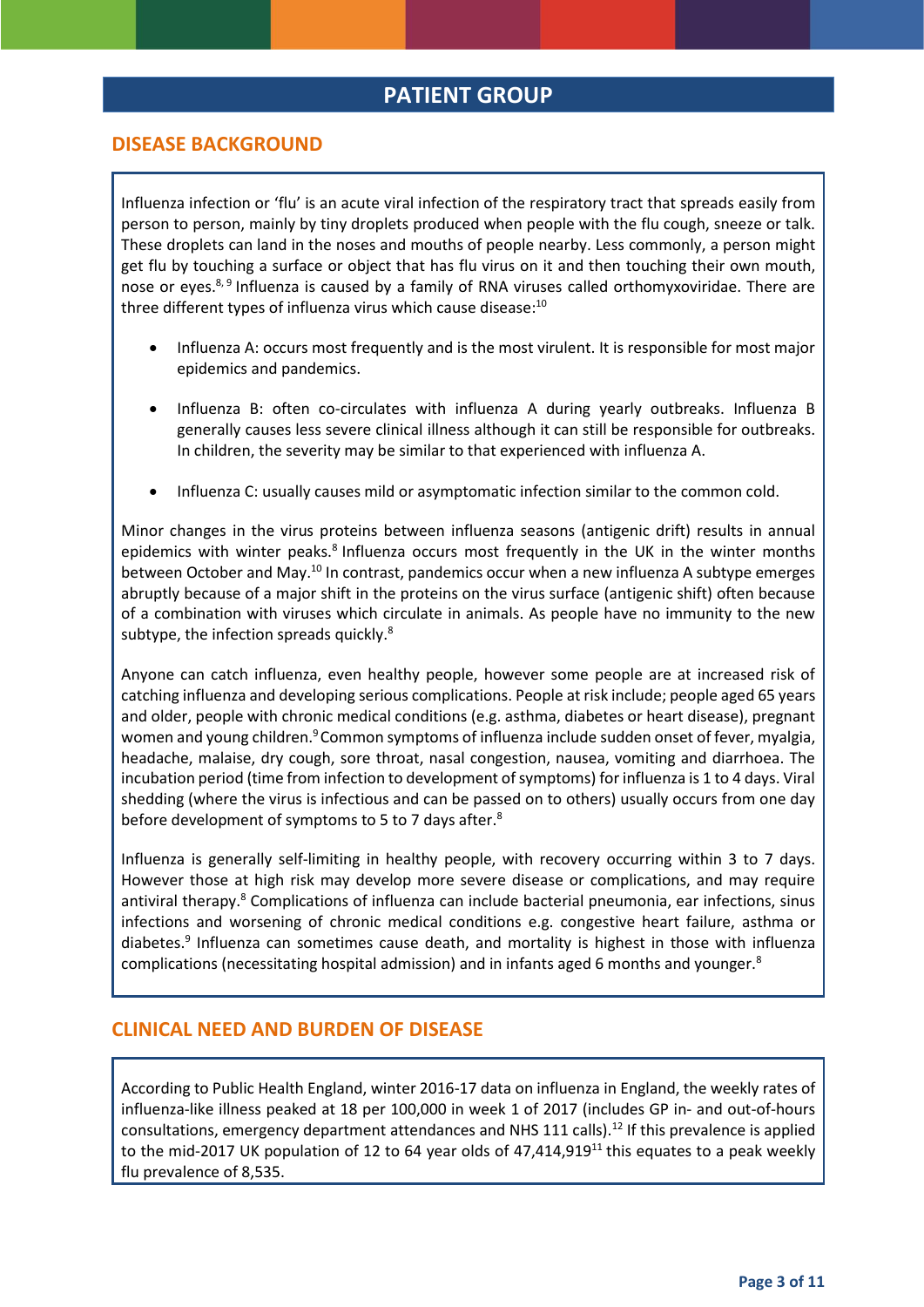# PATIENT GROUP

## DISEASE BACKGROUND

Influenza infection or 'flu' is an acute viral infection of the respiratory tract that spreads easily from person to person, mainly by tiny droplets produced when people with the flu cough, sneeze or talk. These droplets can land in the noses and mouths of people nearby. Less commonly, a person might get flu by touching a surface or object that has flu virus on it and then touching their own mouth, nose or eyes.[8, 9] Influenza is caused by a family of RNA viruses called orthomyxoviridae. There are three different types of influenza virus which cause disease:[10]

- Influenza A: occurs most frequently and is the most virulent. It is responsible for most major epidemics and pandemics.
- Influenza B: often co-circulates with influenza A during yearly outbreaks. Influenza B generally causes less severe clinical illness although it can still be responsible for outbreaks. In children, the severity may be similar to that experienced with influenza A.
- Influenza C: usually causes mild or asymptomatic infection similar to the common cold.

Minor changes in the virus proteins between influenza seasons (antigenic drift) results in annual epidemics with winter peaks.[8] Influenza occurs most frequently in the UK in the winter months between October and May.[10] In contrast, pandemics occur when a new influenza A subtype emerges abruptly because of a major shift in the proteins on the virus surface (antigenic shift) often because of a combination with viruses which circulate in animals. As people have no immunity to the new subtype, the infection spreads quickly.[8]

Anyone can catch influenza, even healthy people, however some people are at increased risk of catching influenza and developing serious complications. People at risk include; people aged 65 years and older, people with chronic medical conditions (e.g. asthma, diabetes or heart disease), pregnant women and young children.[9] Common symptoms of influenza include sudden onset of fever, myalgia, headache, malaise, dry cough, sore throat, nasal congestion, nausea, vomiting and diarrhoea. The incubation period (time from infection to development of symptoms) for influenza is 1 to 4 days. Viral shedding (where the virus is infectious and can be passed on to others) usually occurs from one day before development of symptoms to 5 to 7 days after.[8]

Influenza is generally self-limiting in healthy people, with recovery occurring within 3 to 7 days. However those at high risk may develop more severe disease or complications, and may require antiviral therapy.[8] Complications of influenza can include bacterial pneumonia, ear infections, sinus infections and worsening of chronic medical conditions e.g. congestive heart failure, asthma or diabetes.[9] Influenza can sometimes cause death, and mortality is highest in those with influenza complications (necessitating hospital admission) and in infants aged 6 months and younger.[8]

## CLINICAL NEED AND BURDEN OF DISEASE

According to Public Health England, winter 2016-17 data on influenza in England, the weekly rates of influenza-like illness peaked at 18 per 100,000 in week 1 of 2017 (includes GP in- and out-of-hours consultations, emergency department attendances and NHS 111 calls).[12] If this prevalence is applied to the mid-2017 UK population of 12 to 64 year olds of 47,414,919[11] this equates to a peak weekly flu prevalence of 8,535.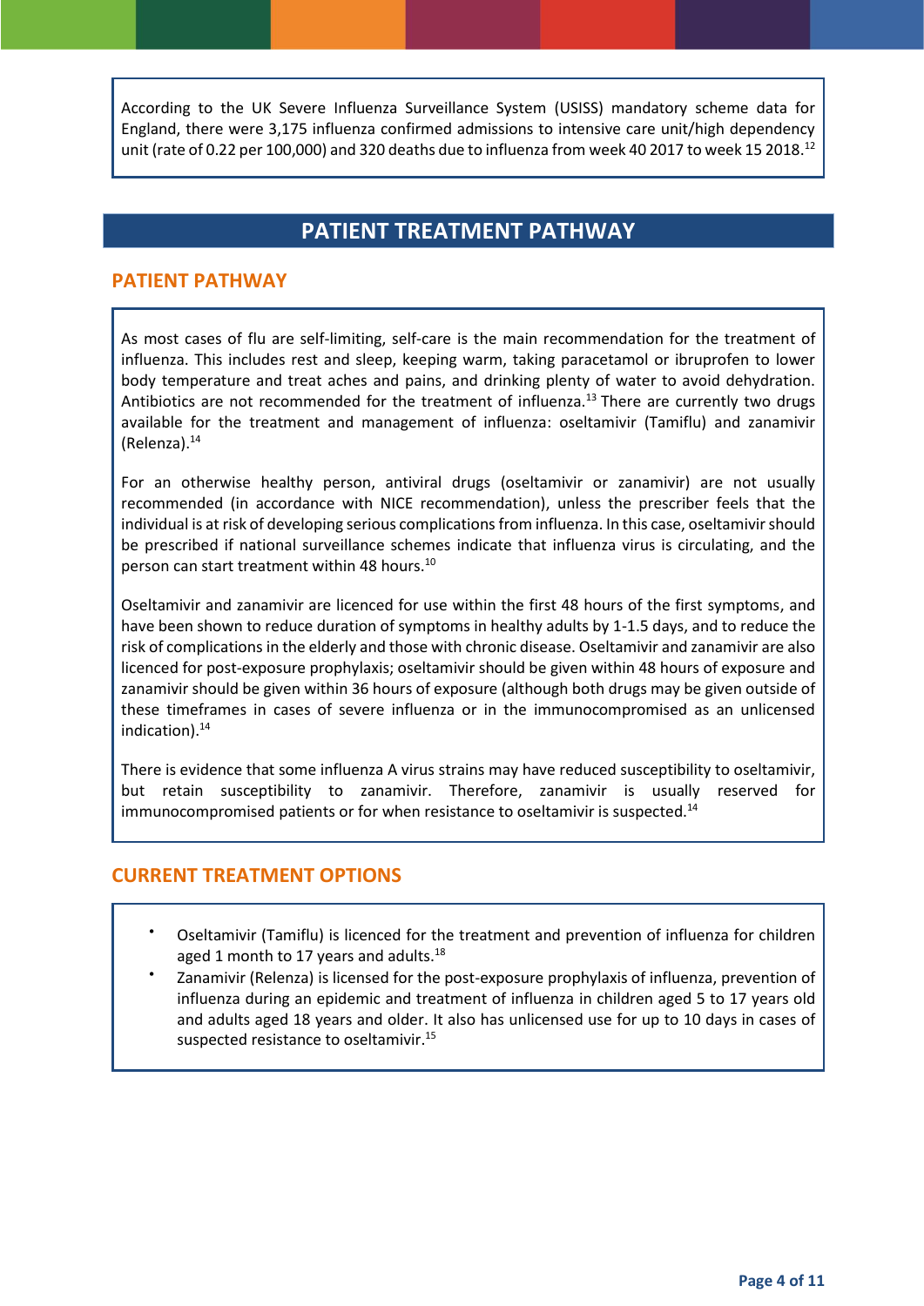According to the UK Severe Influenza Surveillance System (USISS) mandatory scheme data for England, there were 3,175 influenza confirmed admissions to intensive care unit/high dependency unit (rate of 0.22 per 100,000) and 320 deaths due to influenza from week 40 2017 to week 15 2018.[12]

# PATIENT TREATMENT PATHWAY

## PATIENT PATHWAY

As most cases of flu are self-limiting, self-care is the main recommendation for the treatment of influenza. This includes rest and sleep, keeping warm, taking paracetamol or ibruprofen to lower body temperature and treat aches and pains, and drinking plenty of water to avoid dehydration. Antibiotics are not recommended for the treatment of influenza.[13] There are currently two drugs available for the treatment and management of influenza: oseltamivir (Tamiflu) and zanamivir (Relenza).[14]

For an otherwise healthy person, antiviral drugs (oseltamivir or zanamivir) are not usually recommended (in accordance with NICE recommendation), unless the prescriber feels that the individual is at risk of developing serious complications from influenza. In this case, oseltamivir should be prescribed if national surveillance schemes indicate that influenza virus is circulating, and the person can start treatment within 48 hours.[10]

Oseltamivir and zanamivir are licenced for use within the first 48 hours of the first symptoms, and have been shown to reduce duration of symptoms in healthy adults by 1-1.5 days, and to reduce the risk of complications in the elderly and those with chronic disease. Oseltamivir and zanamivir are also licenced for post-exposure prophylaxis; oseltamivir should be given within 48 hours of exposure and zanamivir should be given within 36 hours of exposure (although both drugs may be given outside of these timeframes in cases of severe influenza or in the immunocompromised as an unlicensed indication).[14]

There is evidence that some influenza A virus strains may have reduced susceptibility to oseltamivir, but retain susceptibility to zanamivir. Therefore, zanamivir is usually reserved for immunocompromised patients or for when resistance to oseltamivir is suspected.[14]

## CURRENT TREATMENT OPTIONS

- Oseltamivir (Tamiflu) is licenced for the treatment and prevention of influenza for children aged 1 month to 17 years and adults.[18]
- Zanamivir (Relenza) is licensed for the post-exposure prophylaxis of influenza, prevention of influenza during an epidemic and treatment of influenza in children aged 5 to 17 years old and adults aged 18 years and older. It also has unlicensed use for up to 10 days in cases of suspected resistance to oseltamivir.[15]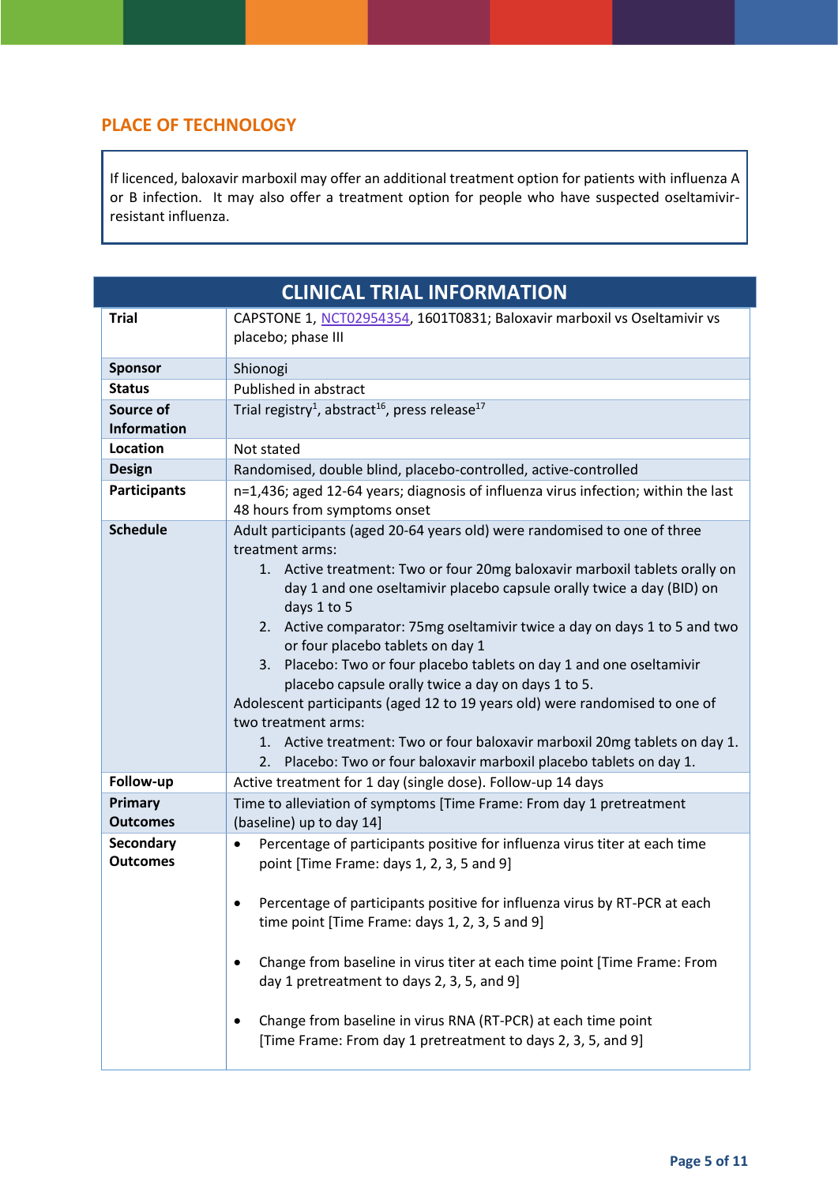## PLACE OF TECHNOLOGY

If licenced, baloxavir marboxil may offer an additional treatment option for patients with influenza A or B infection. It may also offer a treatment option for people who have suspected oseltamivir-resistant influenza.

## CLINICAL TRIAL INFORMATION

| | |
|---|---|
| **Trial** | CAPSTONE 1, NCT02954354, 1601T0831; Baloxavir marboxil vs Oseltamivir vs placebo; phase III |
| **Sponsor** | Shionogi |
| **Status** | Published in abstract |
| **Source of Information** | Trial registry[1], abstract[16], press release[17] |
| **Location** | Not stated |
| **Design** | Randomised, double blind, placebo-controlled, active-controlled |
| **Participants** | n=1,436; aged 12-64 years; diagnosis of influenza virus infection; within the last 48 hours from symptoms onset |
| **Schedule** | Adult participants (aged 20-64 years old) were randomised to one of three treatment arms:<br>1. Active treatment: Two or four 20mg baloxavir marboxil tablets orally on day 1 and one oseltamivir placebo capsule orally twice a day (BID) on days 1 to 5<br>2. Active comparator: 75mg oseltamivir twice a day on days 1 to 5 and two or four placebo tablets on day 1<br>3. Placebo: Two or four placebo tablets on day 1 and one oseltamivir placebo capsule orally twice a day on days 1 to 5.<br>Adolescent participants (aged 12 to 19 years old) were randomised to one of two treatment arms:<br>1. Active treatment: Two or four baloxavir marboxil 20mg tablets on day 1.<br>2. Placebo: Two or four baloxavir marboxil placebo tablets on day 1. |
| **Follow-up** | Active treatment for 1 day (single dose). Follow-up 14 days |
| **Primary Outcomes** | Time to alleviation of symptoms [Time Frame: From day 1 pretreatment (baseline) up to day 14] |
| **Secondary Outcomes** | • Percentage of participants positive for influenza virus titer at each time point [Time Frame: days 1, 2, 3, 5 and 9]<br>• Percentage of participants positive for influenza virus by RT-PCR at each time point [Time Frame: days 1, 2, 3, 5 and 9]<br>• Change from baseline in virus titer at each time point [Time Frame: From day 1 pretreatment to days 2, 3, 5, and 9]<br>• Change from baseline in virus RNA (RT-PCR) at each time point [Time Frame: From day 1 pretreatment to days 2, 3, 5, and 9] |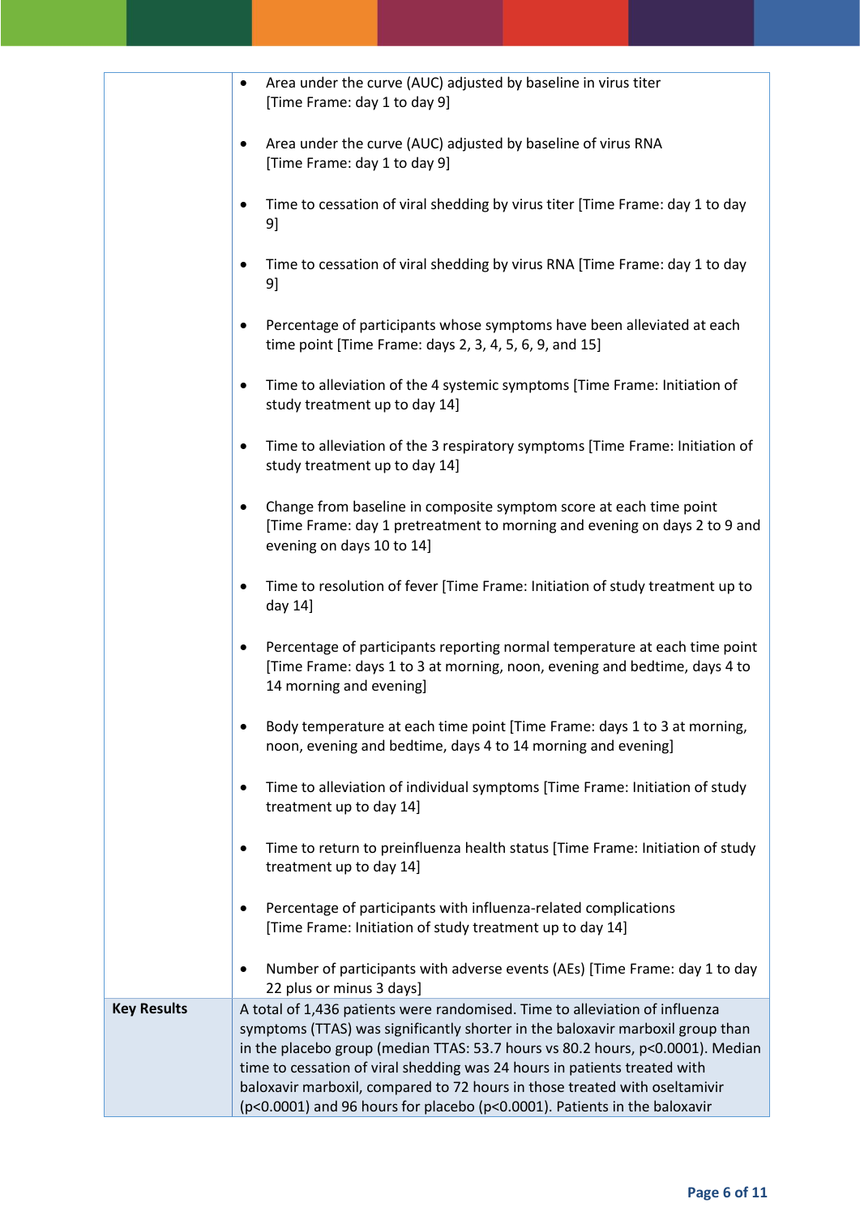| | |
|---|---|
| | • Area under the curve (AUC) adjusted by baseline in virus titer [Time Frame: day 1 to day 9]<br><br>• Area under the curve (AUC) adjusted by baseline of virus RNA [Time Frame: day 1 to day 9]<br><br>• Time to cessation of viral shedding by virus titer [Time Frame: day 1 to day 9]<br><br>• Time to cessation of viral shedding by virus RNA [Time Frame: day 1 to day 9]<br><br>• Percentage of participants whose symptoms have been alleviated at each time point [Time Frame: days 2, 3, 4, 5, 6, 9, and 15]<br><br>• Time to alleviation of the 4 systemic symptoms [Time Frame: Initiation of study treatment up to day 14]<br><br>• Time to alleviation of the 3 respiratory symptoms [Time Frame: Initiation of study treatment up to day 14]<br><br>• Change from baseline in composite symptom score at each time point [Time Frame: day 1 pretreatment to morning and evening on days 2 to 9 and evening on days 10 to 14]<br><br>• Time to resolution of fever [Time Frame: Initiation of study treatment up to day 14]<br><br>• Percentage of participants reporting normal temperature at each time point [Time Frame: days 1 to 3 at morning, noon, evening and bedtime, days 4 to 14 morning and evening]<br><br>• Body temperature at each time point [Time Frame: days 1 to 3 at morning, noon, evening and bedtime, days 4 to 14 morning and evening]<br><br>• Time to alleviation of individual symptoms [Time Frame: Initiation of study treatment up to day 14]<br><br>• Time to return to preinfluenza health status [Time Frame: Initiation of study treatment up to day 14]<br><br>• Percentage of participants with influenza-related complications [Time Frame: Initiation of study treatment up to day 14]<br><br>• Number of participants with adverse events (AEs) [Time Frame: day 1 to day 22 plus or minus 3 days] |
| **Key Results** | A total of 1,436 patients were randomised. Time to alleviation of influenza symptoms (TTAS) was significantly shorter in the baloxavir marboxil group than in the placebo group (median TTAS: 53.7 hours vs 80.2 hours, $p<0.0001$). Median time to cessation of viral shedding was 24 hours in patients treated with baloxavir marboxil, compared to 72 hours in those treated with oseltamivir ($p<0.0001$) and 96 hours for placebo ($p<0.0001$). Patients in the baloxavir |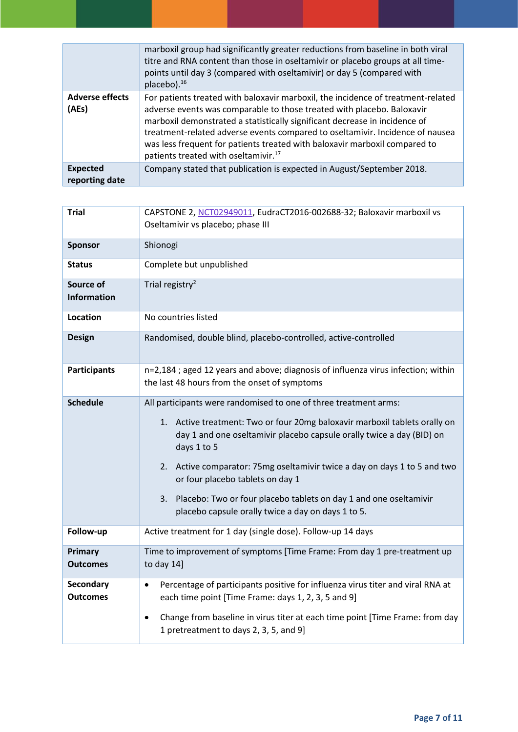| | |
|---|---|
| | marboxil group had significantly greater reductions from baseline in both viral titre and RNA content than those in oseltamivir or placebo groups at all time-points until day 3 (compared with oseltamivir) or day 5 (compared with placebo).[16] |
| **Adverse effects (AEs)** | For patients treated with baloxavir marboxil, the incidence of treatment-related adverse events was comparable to those treated with placebo. Baloxavir marboxil demonstrated a statistically significant decrease in incidence of treatment-related adverse events compared to oseltamivir. Incidence of nausea was less frequent for patients treated with baloxavir marboxil compared to patients treated with oseltamivir.[17] |
| **Expected reporting date** | Company stated that publication is expected in August/September 2018. |

| | |
|---|---|
| **Trial** | CAPSTONE 2, NCT02949011, EudraCT2016-002688-32; Baloxavir marboxil vs Oseltamivir vs placebo; phase III |
| **Sponsor** | Shionogi |
| **Status** | Complete but unpublished |
| **Source of Information** | Trial registry[2] |
| **Location** | No countries listed |
| **Design** | Randomised, double blind, placebo-controlled, active-controlled |
| **Participants** | n=2,184 ; aged 12 years and above; diagnosis of influenza virus infection; within the last 48 hours from the onset of symptoms |
| **Schedule** | All participants were randomised to one of three treatment arms:<br>1. Active treatment: Two or four 20mg baloxavir marboxil tablets orally on day 1 and one oseltamivir placebo capsule orally twice a day (BID) on days 1 to 5<br>2. Active comparator: 75mg oseltamivir twice a day on days 1 to 5 and two or four placebo tablets on day 1<br>3. Placebo: Two or four placebo tablets on day 1 and one oseltamivir placebo capsule orally twice a day on days 1 to 5. |
| **Follow-up** | Active treatment for 1 day (single dose). Follow-up 14 days |
| **Primary Outcomes** | Time to improvement of symptoms [Time Frame: From day 1 pre-treatment up to day 14] |
| **Secondary Outcomes** | • Percentage of participants positive for influenza virus titer and viral RNA at each time point [Time Frame: days 1, 2, 3, 5 and 9]<br>• Change from baseline in virus titer at each time point [Time Frame: from day 1 pretreatment to days 2, 3, 5, and 9] |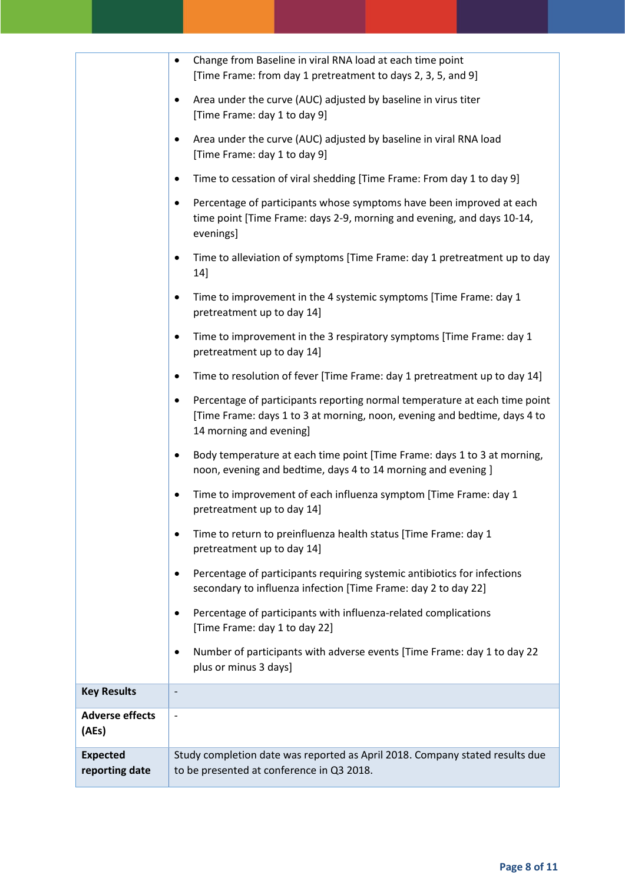| | |
|---|---|
| | • Change from Baseline in viral RNA load at each time point [Time Frame: from day 1 pretreatment to days 2, 3, 5, and 9]<br>• Area under the curve (AUC) adjusted by baseline in virus titer [Time Frame: day 1 to day 9]<br>• Area under the curve (AUC) adjusted by baseline in viral RNA load [Time Frame: day 1 to day 9]<br>• Time to cessation of viral shedding [Time Frame: From day 1 to day 9]<br>• Percentage of participants whose symptoms have been improved at each time point [Time Frame: days 2-9, morning and evening, and days 10-14, evenings]<br>• Time to alleviation of symptoms [Time Frame: day 1 pretreatment up to day 14]<br>• Time to improvement in the 4 systemic symptoms [Time Frame: day 1 pretreatment up to day 14]<br>• Time to improvement in the 3 respiratory symptoms [Time Frame: day 1 pretreatment up to day 14]<br>• Time to resolution of fever [Time Frame: day 1 pretreatment up to day 14]<br>• Percentage of participants reporting normal temperature at each time point [Time Frame: days 1 to 3 at morning, noon, evening and bedtime, days 4 to 14 morning and evening]<br>• Body temperature at each time point [Time Frame: days 1 to 3 at morning, noon, evening and bedtime, days 4 to 14 morning and evening ]<br>• Time to improvement of each influenza symptom [Time Frame: day 1 pretreatment up to day 14]<br>• Time to return to preinfluenza health status [Time Frame: day 1 pretreatment up to day 14]<br>• Percentage of participants requiring systemic antibiotics for infections secondary to influenza infection [Time Frame: day 2 to day 22]<br>• Percentage of participants with influenza-related complications [Time Frame: day 1 to day 22]<br>• Number of participants with adverse events [Time Frame: day 1 to day 22 plus or minus 3 days] |
| **Key Results** | - |
| **Adverse effects (AEs)** | - |
| **Expected reporting date** | Study completion date was reported as April 2018. Company stated results due to be presented at conference in Q3 2018. |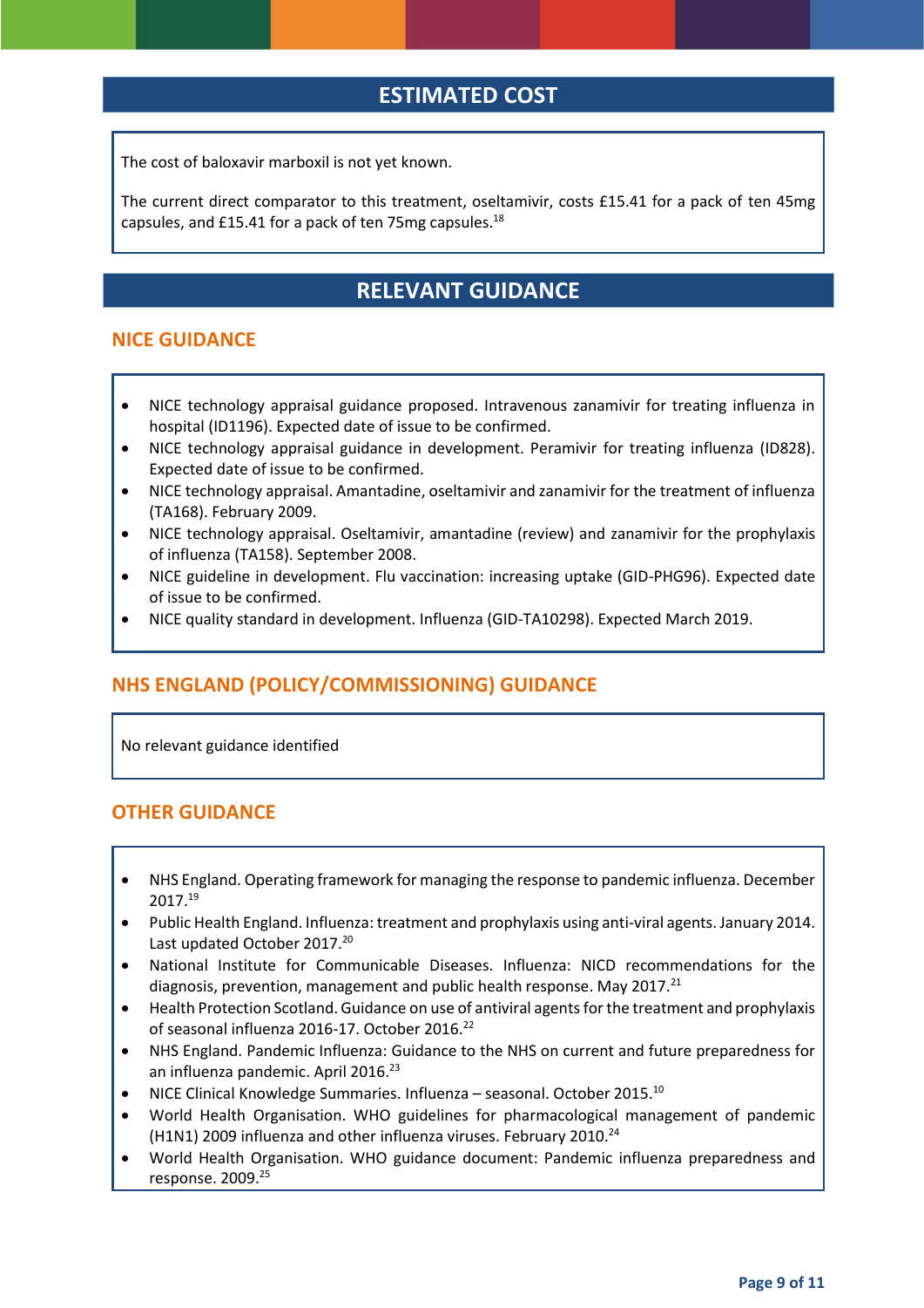## ESTIMATED COST

The cost of baloxavir marboxil is not yet known.

The current direct comparator to this treatment, oseltamivir, costs £15.41 for a pack of ten 45mg capsules, and £15.41 for a pack of ten 75mg capsules.[18]

## RELEVANT GUIDANCE

### NICE GUIDANCE

- NICE technology appraisal guidance proposed. Intravenous zanamivir for treating influenza in hospital (ID1196). Expected date of issue to be confirmed.
- NICE technology appraisal guidance in development. Peramivir for treating influenza (ID828). Expected date of issue to be confirmed.
- NICE technology appraisal. Amantadine, oseltamivir and zanamivir for the treatment of influenza (TA168). February 2009.
- NICE technology appraisal. Oseltamivir, amantadine (review) and zanamivir for the prophylaxis of influenza (TA158). September 2008.
- NICE guideline in development. Flu vaccination: increasing uptake (GID-PHG96). Expected date of issue to be confirmed.
- NICE quality standard in development. Influenza (GID-TA10298). Expected March 2019.

### NHS ENGLAND (POLICY/COMMISSIONING) GUIDANCE

No relevant guidance identified

### OTHER GUIDANCE

- NHS England. Operating framework for managing the response to pandemic influenza. December 2017.[19]
- Public Health England. Influenza: treatment and prophylaxis using anti-viral agents. January 2014. Last updated October 2017.[20]
- National Institute for Communicable Diseases. Influenza: NICD recommendations for the diagnosis, prevention, management and public health response. May 2017.[21]
- Health Protection Scotland. Guidance on use of antiviral agents for the treatment and prophylaxis of seasonal influenza 2016-17. October 2016.[22]
- NHS England. Pandemic Influenza: Guidance to the NHS on current and future preparedness for an influenza pandemic. April 2016.[23]
- NICE Clinical Knowledge Summaries. Influenza – seasonal. October 2015.[10]
- World Health Organisation. WHO guidelines for pharmacological management of pandemic (H1N1) 2009 influenza and other influenza viruses. February 2010.[24]
- World Health Organisation. WHO guidance document: Pandemic influenza preparedness and response. 2009.[25]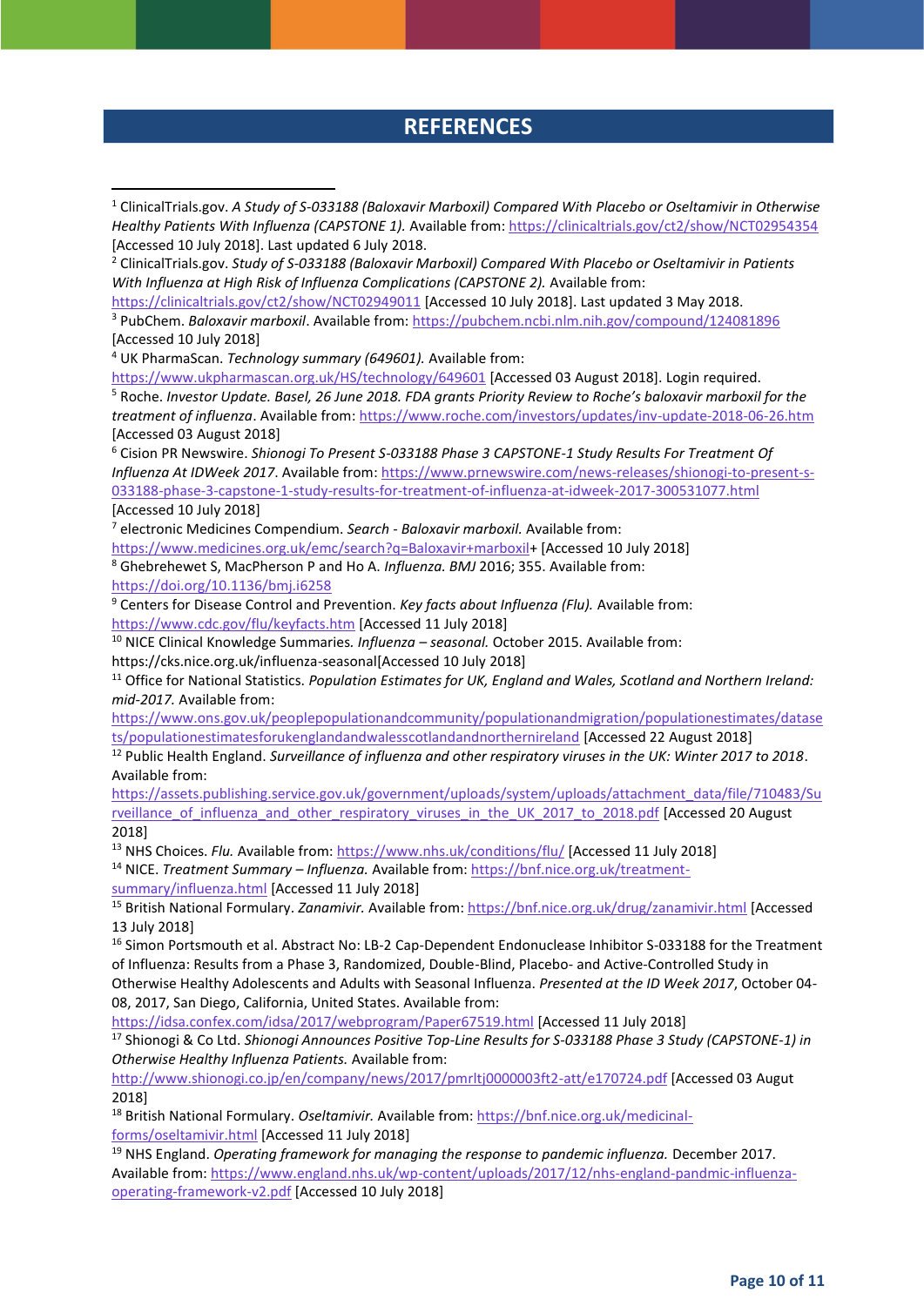# REFERENCES

[1] ClinicalTrials.gov. *A Study of S-033188 (Baloxavir Marboxil) Compared With Placebo or Oseltamivir in Otherwise Healthy Patients With Influenza (CAPSTONE 1).* Available from: https://clinicaltrials.gov/ct2/show/NCT02954354 [Accessed 10 July 2018]. Last updated 6 July 2018.

[2] ClinicalTrials.gov. *Study of S-033188 (Baloxavir Marboxil) Compared With Placebo or Oseltamivir in Patients With Influenza at High Risk of Influenza Complications (CAPSTONE 2).* Available from: https://clinicaltrials.gov/ct2/show/NCT02949011 [Accessed 10 July 2018]. Last updated 3 May 2018.

[3] PubChem. *Baloxavir marboxil*. Available from: https://pubchem.ncbi.nlm.nih.gov/compound/124081896 [Accessed 10 July 2018]

[4] UK PharmaScan. *Technology summary (649601).* Available from: https://www.ukpharmascan.org.uk/HS/technology/649601 [Accessed 03 August 2018]. Login required.

[5] Roche. *Investor Update. Basel, 26 June 2018. FDA grants Priority Review to Roche's baloxavir marboxil for the treatment of influenza*. Available from: https://www.roche.com/investors/updates/inv-update-2018-06-26.htm [Accessed 03 August 2018]

[6] Cision PR Newswire. *Shionogi To Present S-033188 Phase 3 CAPSTONE-1 Study Results For Treatment Of Influenza At IDWeek 2017*. Available from: https://www.prnewswire.com/news-releases/shionogi-to-present-s-033188-phase-3-capstone-1-study-results-for-treatment-of-influenza-at-idweek-2017-300531077.html [Accessed 10 July 2018]

[7] electronic Medicines Compendium. *Search - Baloxavir marboxil.* Available from: https://www.medicines.org.uk/emc/search?q=Baloxavir+marboxil+ [Accessed 10 July 2018]

[8] Ghebrehewet S, MacPherson P and Ho A. *Influenza. BMJ* 2016; 355. Available from: https://doi.org/10.1136/bmj.i6258

[9] Centers for Disease Control and Prevention. *Key facts about Influenza (Flu).* Available from: https://www.cdc.gov/flu/keyfacts.htm [Accessed 11 July 2018]

[10] NICE Clinical Knowledge Summaries. *Influenza – seasonal.* October 2015. Available from: https://cks.nice.org.uk/influenza-seasonal[Accessed 10 July 2018]

[11] Office for National Statistics. *Population Estimates for UK, England and Wales, Scotland and Northern Ireland: mid-2017.* Available from: https://www.ons.gov.uk/peoplepopulationandcommunity/populationandmigration/populationestimates/datasets/populationestimatesforukenglandandwalesscotlandandnorthernireland [Accessed 22 August 2018]

[12] Public Health England. *Surveillance of influenza and other respiratory viruses in the UK: Winter 2017 to 2018*. Available from: https://assets.publishing.service.gov.uk/government/uploads/system/uploads/attachment_data/file/710483/Surveillance_of_influenza_and_other_respiratory_viruses_in_the_UK_2017_to_2018.pdf [Accessed 20 August 2018]

[13] NHS Choices. *Flu.* Available from: https://www.nhs.uk/conditions/flu/ [Accessed 11 July 2018]

[14] NICE. *Treatment Summary – Influenza.* Available from: https://bnf.nice.org.uk/treatment-summary/influenza.html [Accessed 11 July 2018]

[15] British National Formulary. *Zanamivir.* Available from: https://bnf.nice.org.uk/drug/zanamivir.html [Accessed 13 July 2018]

[16] Simon Portsmouth et al. Abstract No: LB-2 Cap-Dependent Endonuclease Inhibitor S-033188 for the Treatment of Influenza: Results from a Phase 3, Randomized, Double-Blind, Placebo- and Active-Controlled Study in Otherwise Healthy Adolescents and Adults with Seasonal Influenza. *Presented at the ID Week 2017*, October 04-08, 2017, San Diego, California, United States. Available from: https://idsa.confex.com/idsa/2017/webprogram/Paper67519.html [Accessed 11 July 2018]

[17] Shionogi & Co Ltd. *Shionogi Announces Positive Top-Line Results for S-033188 Phase 3 Study (CAPSTONE-1) in Otherwise Healthy Influenza Patients.* Available from: http://www.shionogi.co.jp/en/company/news/2017/pmrltj0000003ft2-att/e170724.pdf [Accessed 03 August 2018]

[18] British National Formulary. *Oseltamivir.* Available from: https://bnf.nice.org.uk/medicinal-forms/oseltamivir.html [Accessed 11 July 2018]

[19] NHS England. *Operating framework for managing the response to pandemic influenza.* December 2017. Available from: https://www.england.nhs.uk/wp-content/uploads/2017/12/nhs-england-pandmic-influenza-operating-framework-v2.pdf [Accessed 10 July 2018]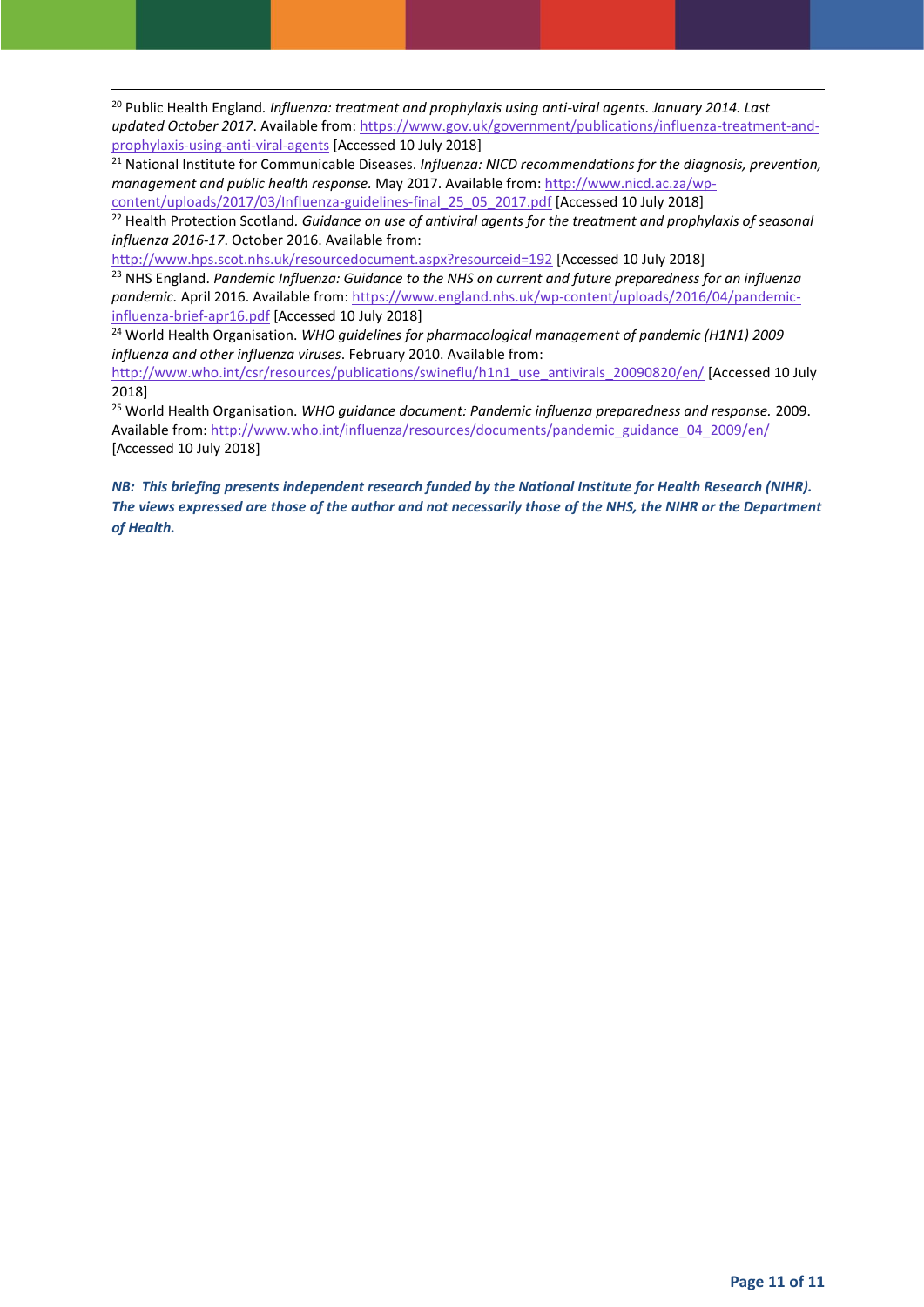[20] Public Health England. *Influenza: treatment and prophylaxis using anti-viral agents. January 2014. Last updated October 2017*. Available from: https://www.gov.uk/government/publications/influenza-treatment-and-prophylaxis-using-anti-viral-agents [Accessed 10 July 2018]

[21] National Institute for Communicable Diseases. *Influenza: NICD recommendations for the diagnosis, prevention, management and public health response.* May 2017. Available from: http://www.nicd.ac.za/wp-content/uploads/2017/03/Influenza-guidelines-final_25_05_2017.pdf [Accessed 10 July 2018]

[22] Health Protection Scotland. *Guidance on use of antiviral agents for the treatment and prophylaxis of seasonal influenza 2016-17*. October 2016. Available from: http://www.hps.scot.nhs.uk/resourcedocument.aspx?resourceid=192 [Accessed 10 July 2018]

[23] NHS England. *Pandemic Influenza: Guidance to the NHS on current and future preparedness for an influenza pandemic.* April 2016. Available from: https://www.england.nhs.uk/wp-content/uploads/2016/04/pandemic-influenza-brief-apr16.pdf [Accessed 10 July 2018]

[24] World Health Organisation. *WHO guidelines for pharmacological management of pandemic (H1N1) 2009 influenza and other influenza viruses*. February 2010. Available from: http://www.who.int/csr/resources/publications/swineflu/h1n1_use_antivirals_20090820/en/ [Accessed 10 July 2018]

[25] World Health Organisation. *WHO guidance document: Pandemic influenza preparedness and response.* 2009. Available from: http://www.who.int/influenza/resources/documents/pandemic_guidance_04_2009/en/ [Accessed 10 July 2018]

***NB: This briefing presents independent research funded by the National Institute for Health Research (NIHR). The views expressed are those of the author and not necessarily those of the NHS, the NIHR or the Department of Health.***